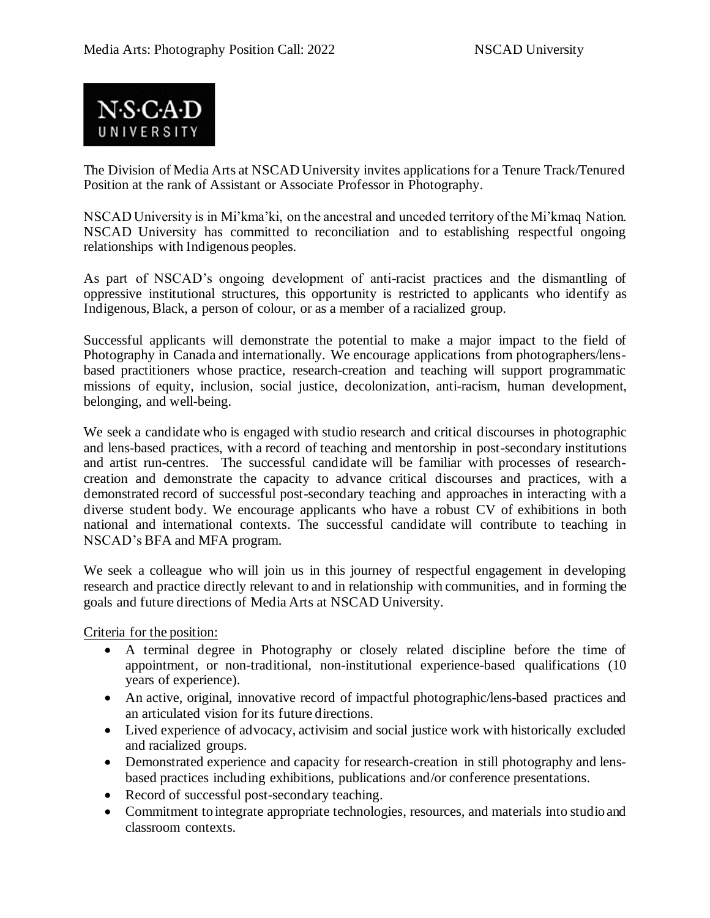The Division of Media Arts at NSCAD University invites applications for a Tenure Track/Tenured Position at the rank of Assistant or Associate Professor in Photography.

NSCAD University is in Mi'kma'ki, on the ancestral and unceded territory of the Mi'kmaq Nation. NSCAD University has committed to reconciliation and to establishing respectful ongoing relationships with Indigenous peoples.

As part of NSCAD's ongoing development of anti-racist practices and the dismantling of oppressive institutional structures, this opportunity is restricted to applicants who identify as Indigenous, Black, a person of colour, or as a member of a racialized group.

Successful applicants will demonstrate the potential to make a major impact to the field of Photography in Canada and internationally. We encourage applications from photographers/lens-based practitioners whose practice, research-creation and teaching will support programmatic missions of equity, inclusion, social justice, decolonization, anti-racism, human development, belonging, and well-being.

We seek a candidate who is engaged with studio research and critical discourses in photographic and lens-based practices, with a record of teaching and mentorship in post-secondary institutions and artist run-centres. The successful candidate will be familiar with processes of research-creation and demonstrate the capacity to advance critical discourses and practices, with a demonstrated record of successful post-secondary teaching and approaches in interacting with a diverse student body. We encourage applicants who have a robust CV of exhibitions in both national and international contexts. The successful candidate will contribute to teaching in NSCAD's BFA and MFA program.

We seek a colleague who will join us in this journey of respectful engagement in developing research and practice directly relevant to and in relationship with communities, and in forming the goals and future directions of Media Arts at NSCAD University.

Criteria for the position:

- A terminal degree in Photography or closely related discipline before the time of appointment, or non-traditional, non-institutional experience-based qualifications (10 years of experience).
- An active, original, innovative record of impactful photographic/lens-based practices and an articulated vision for its future directions.
- Lived experience of advocacy, activisim and social justice work with historically excluded and racialized groups.
- Demonstrated experience and capacity for research-creation in still photography and lens-based practices including exhibitions, publications and/or conference presentations.
- Record of successful post-secondary teaching.
- Commitment to integrate appropriate technologies, resources, and materials into studio and classroom contexts.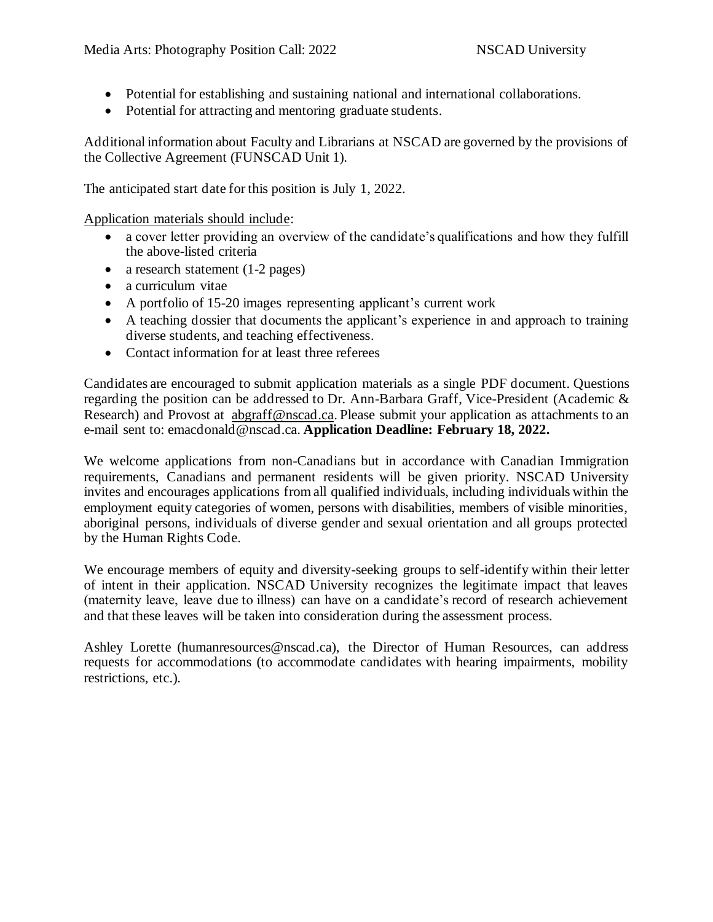- Potential for establishing and sustaining national and international collaborations.
- Potential for attracting and mentoring graduate students.

Additional information about Faculty and Librarians at NSCAD are governed by the provisions of the Collective Agreement (FUNSCAD Unit 1).

The anticipated start date for this position is July 1, 2022.

Application materials should include:

- a cover letter providing an overview of the candidate's qualifications and how they fulfill the above-listed criteria
- a research statement (1-2 pages)
- a curriculum vitae
- A portfolio of 15-20 images representing applicant's current work
- A teaching dossier that documents the applicant's experience in and approach to training diverse students, and teaching effectiveness.
- Contact information for at least three referees

Candidates are encouraged to submit application materials as a single PDF document. Questions regarding the position can be addressed to Dr. Ann-Barbara Graff, Vice-President (Academic & Research) and Provost at abgraff@nscad.ca. Please submit your application as attachments to an e-mail sent to: emacdonald@nscad.ca. **Application Deadline: February 18, 2022.**

We welcome applications from non-Canadians but in accordance with Canadian Immigration requirements, Canadians and permanent residents will be given priority. NSCAD University invites and encourages applications from all qualified individuals, including individuals within the employment equity categories of women, persons with disabilities, members of visible minorities, aboriginal persons, individuals of diverse gender and sexual orientation and all groups protected by the Human Rights Code.

We encourage members of equity and diversity-seeking groups to self-identify within their letter of intent in their application. NSCAD University recognizes the legitimate impact that leaves (maternity leave, leave due to illness) can have on a candidate's record of research achievement and that these leaves will be taken into consideration during the assessment process.

Ashley Lorette (humanresources@nscad.ca), the Director of Human Resources, can address requests for accommodations (to accommodate candidates with hearing impairments, mobility restrictions, etc.).